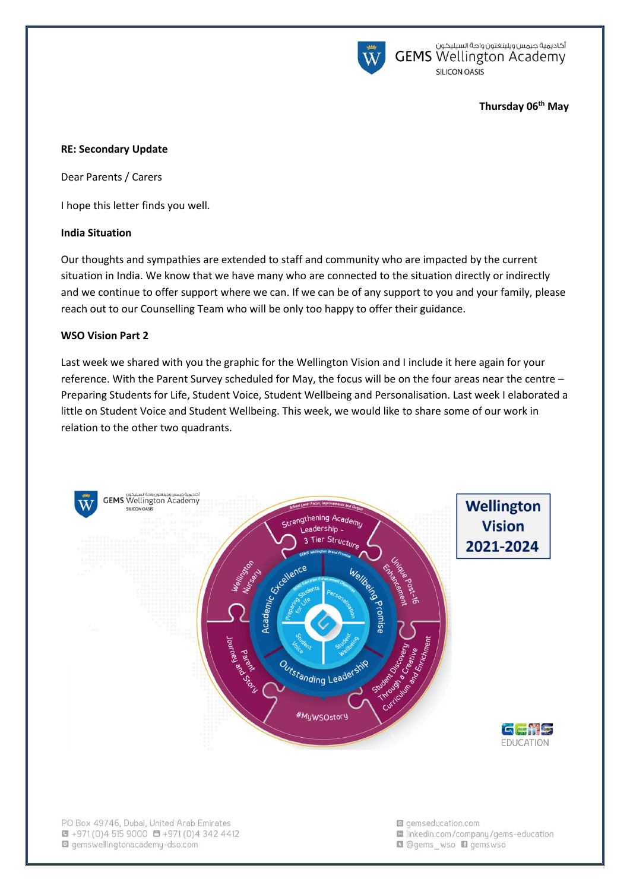Thursday 06th May

**RE: Secondary Update**

Dear Parents / Carers

I hope this letter finds you well.

**India Situation**

Our thoughts and sympathies are extended to staff and community who are impacted by the current situation in India. We know that we have many who are connected to the situation directly or indirectly and we continue to offer support where we can. If we can be of any support to you and your family, please reach out to our Counselling Team who will be only too happy to offer their guidance.

**WSO Vision Part 2**

Last week we shared with you the graphic for the Wellington Vision and I include it here again for your reference. With the Parent Survey scheduled for May, the focus will be on the four areas near the centre – Preparing Students for Life, Student Voice, Student Wellbeing and Personalisation. Last week I elaborated a little on Student Voice and Student Wellbeing. This week, we would like to share some of our work in relation to the other two quadrants.

**Wellington Vision 2021-2024**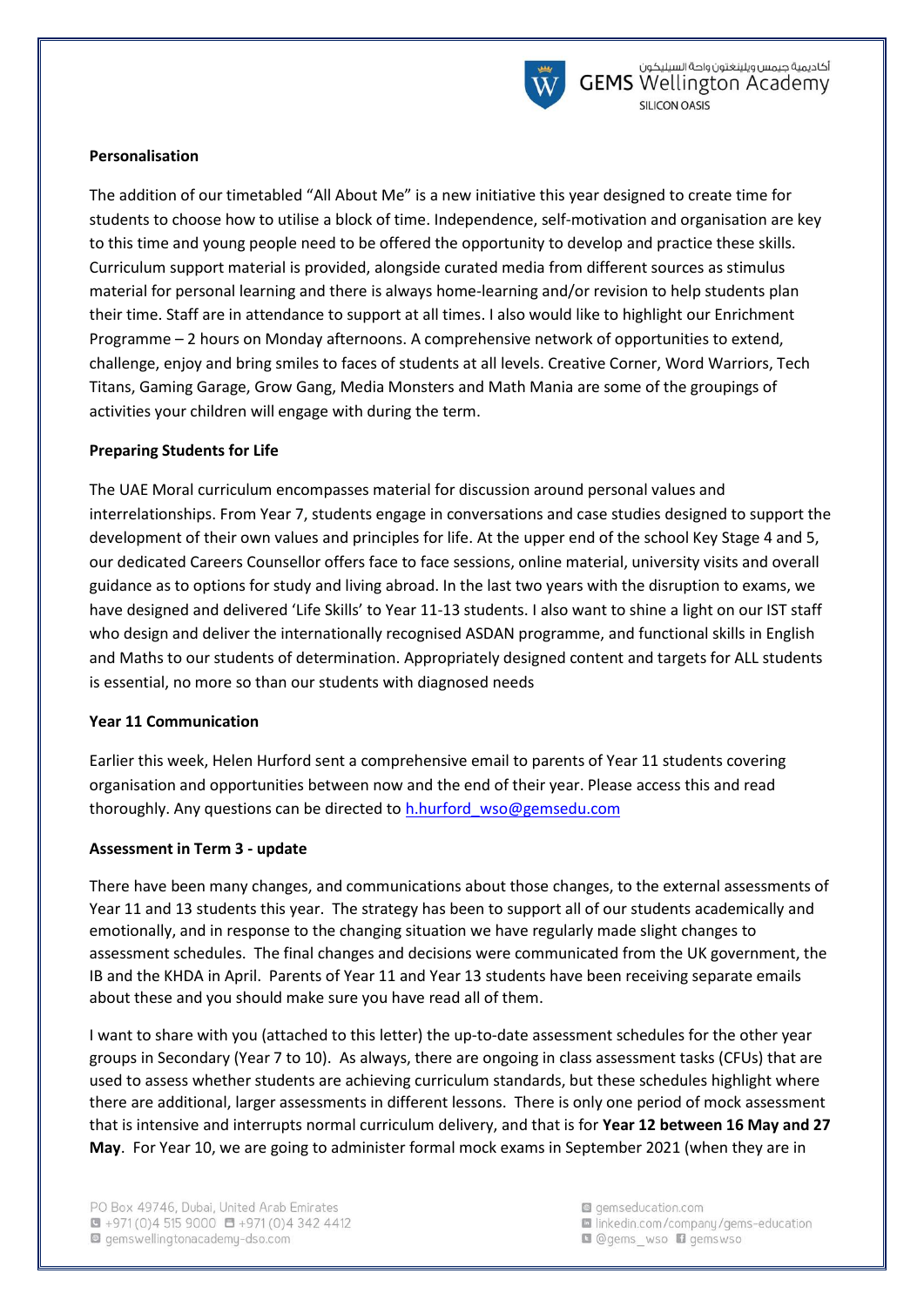**Personalisation**

The addition of our timetabled "All About Me" is a new initiative this year designed to create time for students to choose how to utilise a block of time. Independence, self-motivation and organisation are key to this time and young people need to be offered the opportunity to develop and practice these skills. Curriculum support material is provided, alongside curated media from different sources as stimulus material for personal learning and there is always home-learning and/or revision to help students plan their time. Staff are in attendance to support at all times. I also would like to highlight our Enrichment Programme – 2 hours on Monday afternoons. A comprehensive network of opportunities to extend, challenge, enjoy and bring smiles to faces of students at all levels. Creative Corner, Word Warriors, Tech Titans, Gaming Garage, Grow Gang, Media Monsters and Math Mania are some of the groupings of activities your children will engage with during the term.

**Preparing Students for Life**

The UAE Moral curriculum encompasses material for discussion around personal values and interrelationships. From Year 7, students engage in conversations and case studies designed to support the development of their own values and principles for life. At the upper end of the school Key Stage 4 and 5, our dedicated Careers Counsellor offers face to face sessions, online material, university visits and overall guidance as to options for study and living abroad. In the last two years with the disruption to exams, we have designed and delivered 'Life Skills' to Year 11-13 students. I also want to shine a light on our IST staff who design and deliver the internationally recognised ASDAN programme, and functional skills in English and Maths to our students of determination. Appropriately designed content and targets for ALL students is essential, no more so than our students with diagnosed needs

**Year 11 Communication**

Earlier this week, Helen Hurford sent a comprehensive email to parents of Year 11 students covering organisation and opportunities between now and the end of their year. Please access this and read thoroughly. Any questions can be directed to h.hurford_wso@gemsedu.com

**Assessment in Term 3 - update**

There have been many changes, and communications about those changes, to the external assessments of Year 11 and 13 students this year. The strategy has been to support all of our students academically and emotionally, and in response to the changing situation we have regularly made slight changes to assessment schedules. The final changes and decisions were communicated from the UK government, the IB and the KHDA in April. Parents of Year 11 and Year 13 students have been receiving separate emails about these and you should make sure you have read all of them.

I want to share with you (attached to this letter) the up-to-date assessment schedules for the other year groups in Secondary (Year 7 to 10). As always, there are ongoing in class assessment tasks (CFUs) that are used to assess whether students are achieving curriculum standards, but these schedules highlight where there are additional, larger assessments in different lessons. There is only one period of mock assessment that is intensive and interrupts normal curriculum delivery, and that is for **Year 12 between 16 May and 27 May**. For Year 10, we are going to administer formal mock exams in September 2021 (when they are in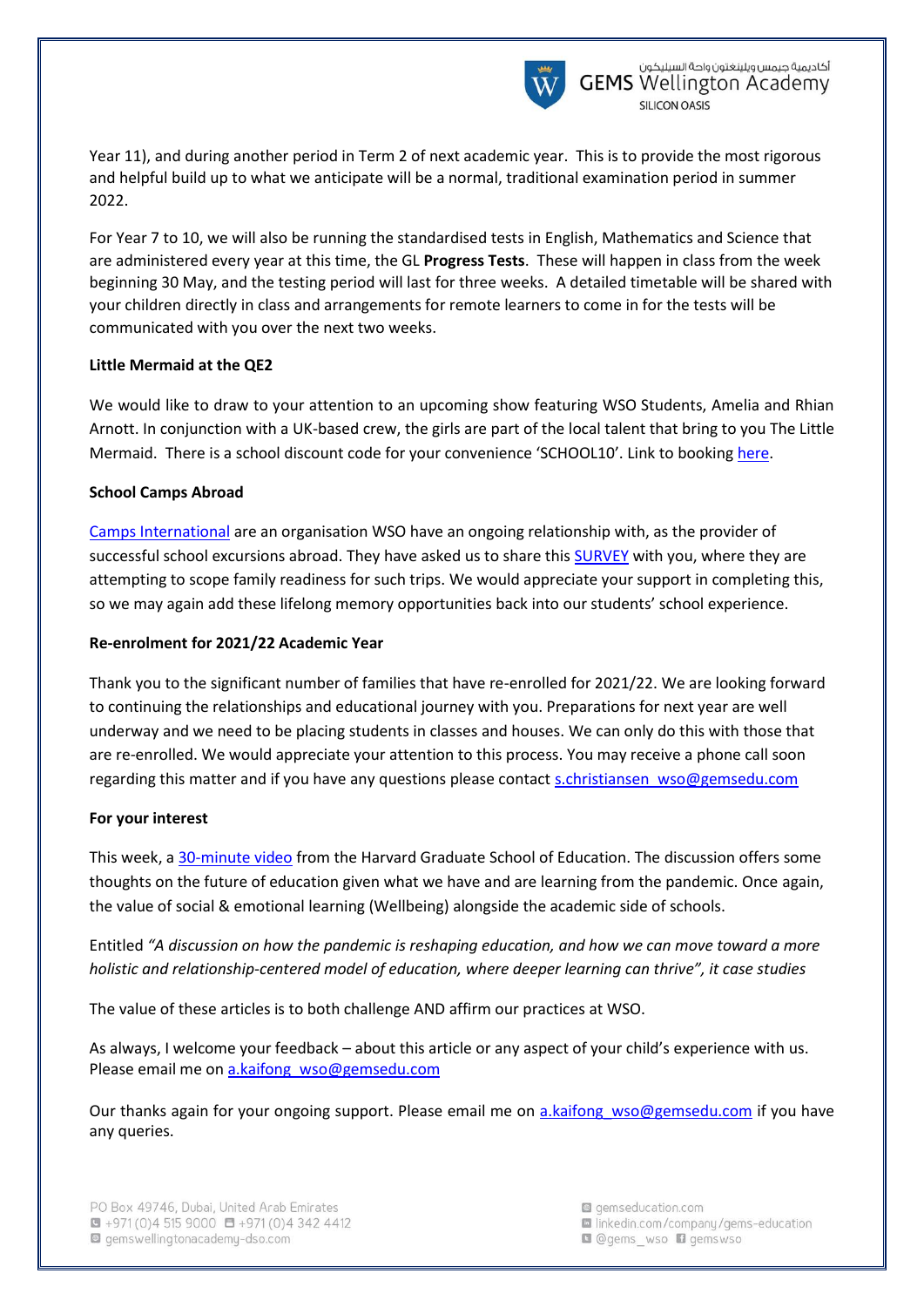Year 11), and during another period in Term 2 of next academic year. This is to provide the most rigorous and helpful build up to what we anticipate will be a normal, traditional examination period in summer 2022.

For Year 7 to 10, we will also be running the standardised tests in English, Mathematics and Science that are administered every year at this time, the GL **Progress Tests**. These will happen in class from the week beginning 30 May, and the testing period will last for three weeks. A detailed timetable will be shared with your children directly in class and arrangements for remote learners to come in for the tests will be communicated with you over the next two weeks.

**Little Mermaid at the QE2**

We would like to draw to your attention to an upcoming show featuring WSO Students, Amelia and Rhian Arnott. In conjunction with a UK-based crew, the girls are part of the local talent that bring to you The Little Mermaid. There is a school discount code for your convenience 'SCHOOL10'. Link to booking here.

**School Camps Abroad**

Camps International are an organisation WSO have an ongoing relationship with, as the provider of successful school excursions abroad. They have asked us to share this SURVEY with you, where they are attempting to scope family readiness for such trips. We would appreciate your support in completing this, so we may again add these lifelong memory opportunities back into our students' school experience.

**Re-enrolment for 2021/22 Academic Year**

Thank you to the significant number of families that have re-enrolled for 2021/22. We are looking forward to continuing the relationships and educational journey with you. Preparations for next year are well underway and we need to be placing students in classes and houses. We can only do this with those that are re-enrolled. We would appreciate your attention to this process. You may receive a phone call soon regarding this matter and if you have any questions please contact s.christiansen_wso@gemsedu.com

**For your interest**

This week, a 30-minute video from the Harvard Graduate School of Education. The discussion offers some thoughts on the future of education given what we have and are learning from the pandemic. Once again, the value of social & emotional learning (Wellbeing) alongside the academic side of schools.

Entitled *"A discussion on how the pandemic is reshaping education, and how we can move toward a more holistic and relationship-centered model of education, where deeper learning can thrive", it case studies*

The value of these articles is to both challenge AND affirm our practices at WSO.

As always, I welcome your feedback – about this article or any aspect of your child's experience with us. Please email me on a.kaifong_wso@gemsedu.com

Our thanks again for your ongoing support. Please email me on a.kaifong_wso@gemsedu.com if you have any queries.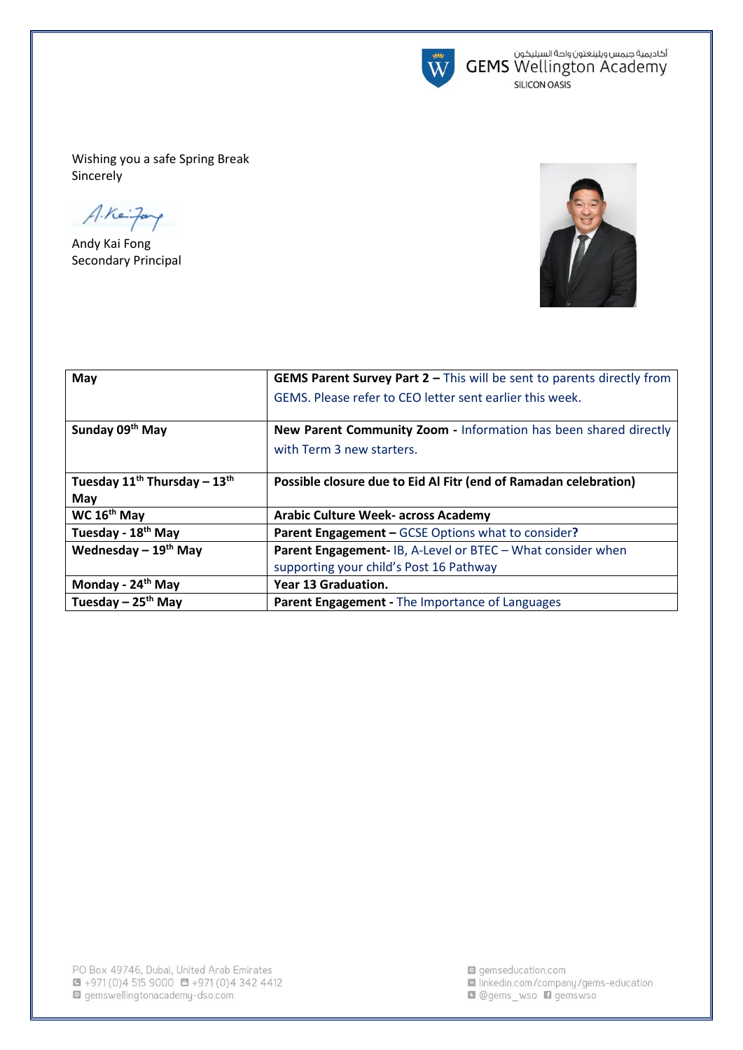Wishing you a safe Spring Break
Sincerely

Andy Kai Fong
Secondary Principal

| | |
|---|---|
| **May** | **GEMS Parent Survey Part 2 –** This will be sent to parents directly from GEMS. Please refer to CEO letter sent earlier this week. |
| **Sunday 09th May** | **New Parent Community Zoom -** Information has been shared directly with Term 3 new starters. |
| **Tuesday 11th Thursday – 13th May** | **Possible closure due to Eid Al Fitr (end of Ramadan celebration)** |
| **WC 16th May** | **Arabic Culture Week- across Academy** |
| **Tuesday - 18th May** | **Parent Engagement –** GCSE Options what to consider**?** |
| **Wednesday – 19th May** | **Parent Engagement-** IB, A-Level or BTEC – What consider when supporting your child's Post 16 Pathway |
| **Monday - 24th May** | **Year 13 Graduation.** |
| **Tuesday – 25th May** | **Parent Engagement -** The Importance of Languages |